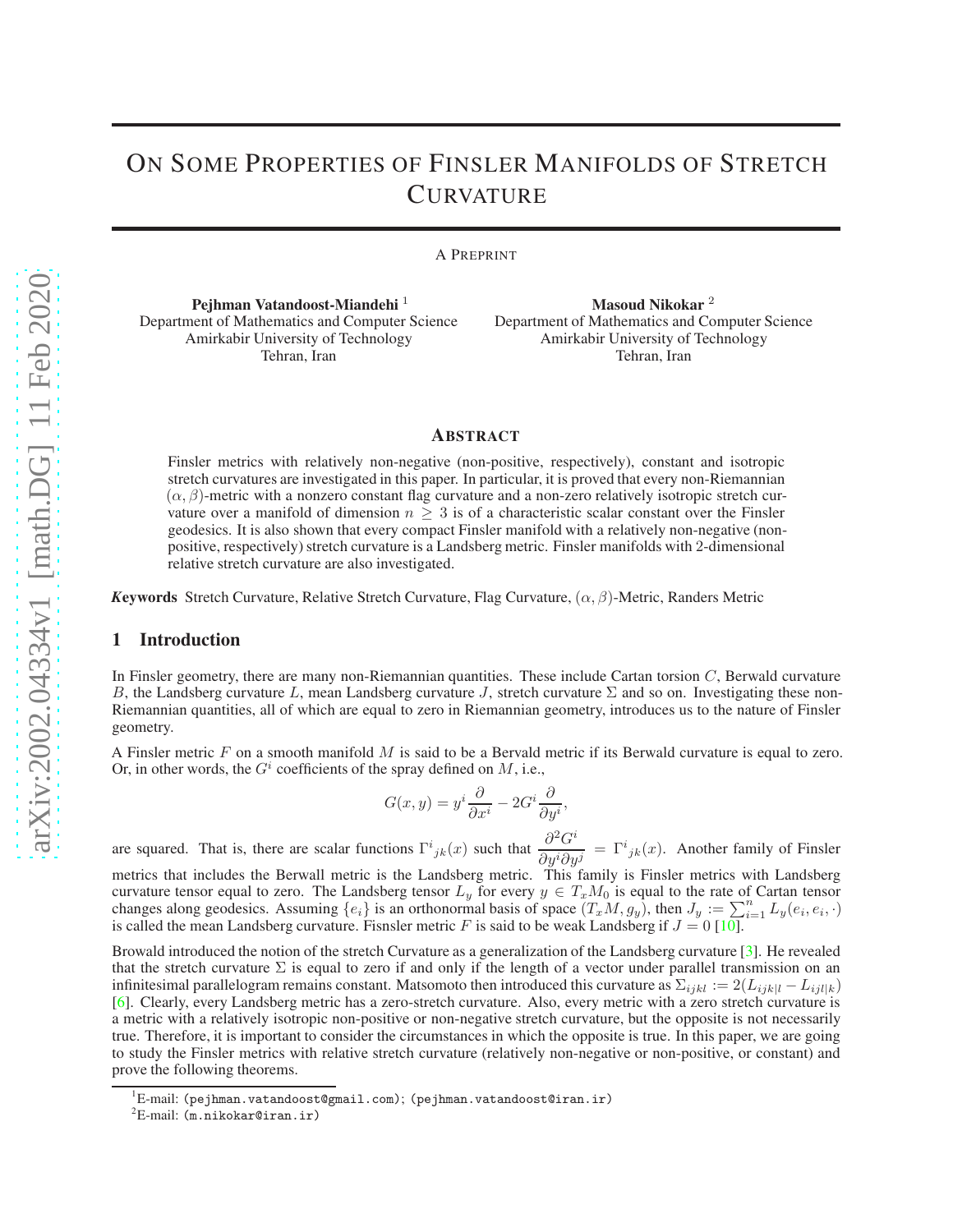# On Some Properties of Finsler Manifolds of Stretch Curvature

A Preprint

**Pejhman Vatandoost-Miandehi** [1]
Department of Mathematics and Computer Science
Amirkabir University of Technology
Tehran, Iran

**Masoud Nikokar** [2]
Department of Mathematics and Computer Science
Amirkabir University of Technology
Tehran, Iran

## Abstract

Finsler metrics with relatively non-negative (non-positive, respectively), constant and isotropic stretch curvatures are investigated in this paper. In particular, it is proved that every non-Riemannian $(\alpha, \beta)$-metric with a nonzero constant flag curvature and a non-zero relatively isotropic stretch curvature over a manifold of dimension $n \geq 3$ is of a characteristic scalar constant over the Finsler geodesics. It is also shown that every compact Finsler manifold with a relatively non-negative (non-positive, respectively) stretch curvature is a Landsberg metric. Finsler manifolds with 2-dimensional relative stretch curvature are also investigated.

***K*eywords** Stretch Curvature, Relative Stretch Curvature, Flag Curvature, $(\alpha, \beta)$-Metric, Randers Metric

## 1 Introduction

In Finsler geometry, there are many non-Riemannian quantities. These include Cartan torsion $C$, Berwald curvature $B$, the Landsberg curvature $L$, mean Landsberg curvature $J$, stretch curvature $\Sigma$ and so on. Investigating these non-Riemannian quantities, all of which are equal to zero in Riemannian geometry, introduces us to the nature of Finsler geometry.

A Finsler metric $F$ on a smooth manifold $M$ is said to be a Bervald metric if its Berwald curvature is equal to zero. Or, in other words, the $G^i$ coefficients of the spray defined on $M$, i.e.,

$$G(x, y) = y^i \frac{\partial}{\partial x^i} - 2G^i \frac{\partial}{\partial y^i},$$

are squared. That is, there are scalar functions $\Gamma^i{}_{jk}(x)$ such that $\dfrac{\partial^2 G^i}{\partial y^i \partial y^j} = \Gamma^i{}_{jk}(x)$. Another family of Finsler metrics that includes the Berwall metric is the Landsberg metric. This family is Finsler metrics with Landsberg curvature tensor equal to zero. The Landsberg tensor $L_y$ for every $y \in T_xM_0$ is equal to the rate of Cartan tensor changes along geodesics. Assuming $\{e_i\}$ is an orthonormal basis of space $(T_xM, g_y)$, then $J_y := \sum_{i=1}^n L_y(e_i, e_i, \cdot)$ is called the mean Landsberg curvature. Fisnsler metric $F$ is said to be weak Landsberg if $J = 0$ [10].

Browald introduced the notion of the stretch Curvature as a generalization of the Landsberg curvature [3]. He revealed that the stretch curvature $\Sigma$ is equal to zero if and only if the length of a vector under parallel transmission on an infinitesimal parallelogram remains constant. Matsomoto then introduced this curvature as $\Sigma_{ijkl} := 2(L_{ijk|l} - L_{ijl|k})$ [6]. Clearly, every Landsberg metric has a zero-stretch curvature. Also, every metric with a zero stretch curvature is a metric with a relatively isotropic non-positive or non-negative stretch curvature, but the opposite is not necessarily true. Therefore, it is important to consider the circumstances in which the opposite is true. In this paper, we are going to study the Finsler metrics with relative stretch curvature (relatively non-negative or non-positive, or constant) and prove the following theorems.

[1] E-mail: (pejhman.vatandoost@gmail.com); (pejhman.vatandoost@iran.ir)

[2] E-mail: (m.nikokar@iran.ir)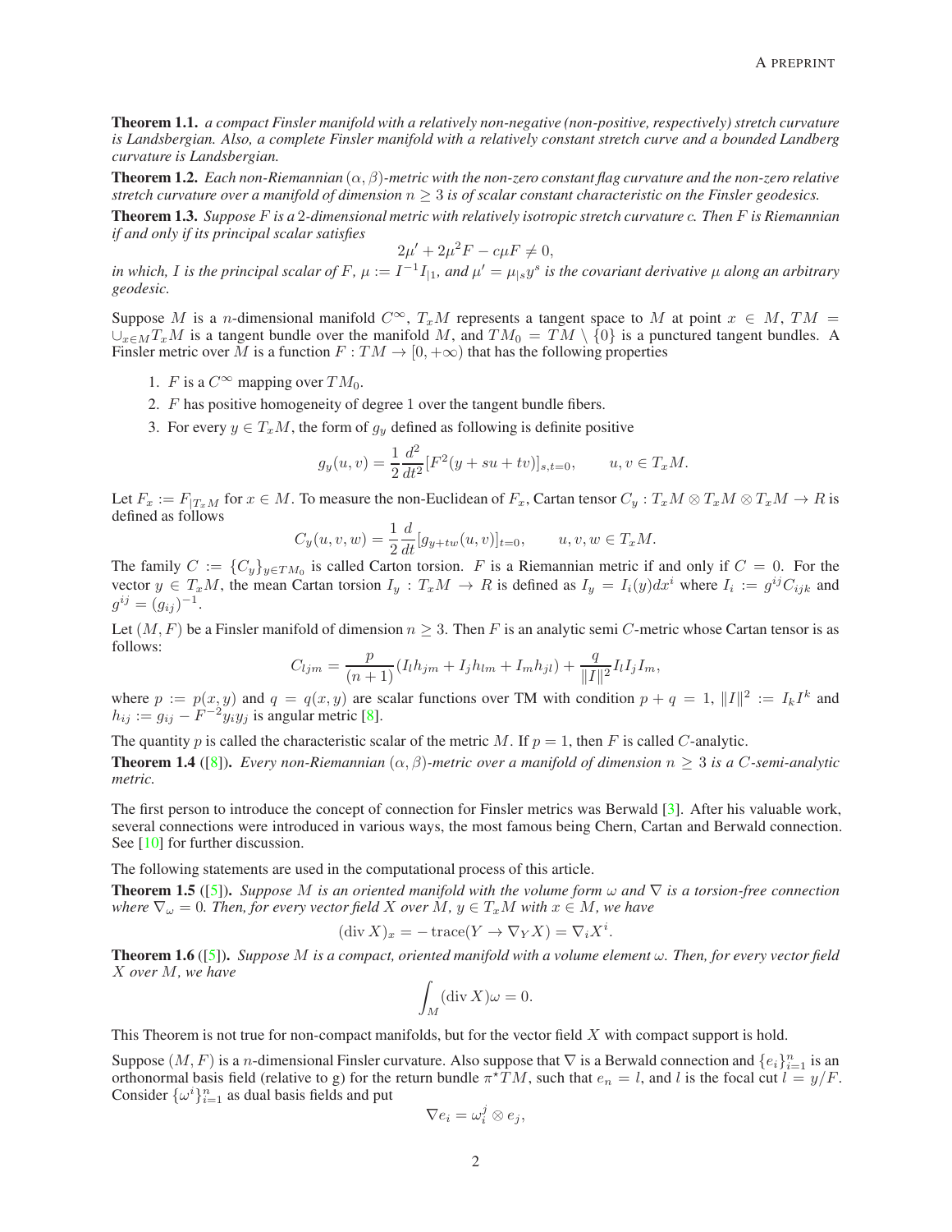**Theorem 1.1.** *a compact Finsler manifold with a relatively non-negative (non-positive, respectively) stretch curvature is Landsbergian. Also, a complete Finsler manifold with a relatively constant stretch curve and a bounded Landberg curvature is Landsbergian.*

**Theorem 1.2.** *Each non-Riemannian $(\alpha, \beta)$-metric with the non-zero constant flag curvature and the non-zero relative stretch curvature over a manifold of dimension $n \geq 3$ is of scalar constant characteristic on the Finsler geodesics.*

**Theorem 1.3.** *Suppose $F$ is a 2-dimensional metric with relatively isotropic stretch curvature $c$. Then $F$ is Riemannian if and only if its principal scalar satisfies*

$$2\mu' + 2\mu^2 F - c\mu F \neq 0,$$

*in which, $I$ is the principal scalar of $F$, $\mu := I^{-1} I_{|1}$, and $\mu' = \mu_{|s} y^s$ is the covariant derivative $\mu$ along an arbitrary geodesic.*

Suppose $M$ is a $n$-dimensional manifold $C^\infty$, $T_xM$ represents a tangent space to $M$ at point $x \in M$, $TM = \cup_{x \in M} T_xM$ is a tangent bundle over the manifold $M$, and $TM_0 = TM \setminus \{0\}$ is a punctured tangent bundles. A Finsler metric over $M$ is a function $F : TM \to [0, +\infty)$ that has the following properties

1. $F$ is a $C^\infty$ mapping over $TM_0$.
2. $F$ has positive homogeneity of degree 1 over the tangent bundle fibers.
3. For every $y \in T_xM$, the form of $g_y$ defined as following is definite positive

$$g_y(u, v) = \frac{1}{2} \frac{d^2}{dt^2} [F^2(y + su + tv)]_{s,t=0}, \qquad u, v \in T_xM.$$

Let $F_x := F_{|T_xM}$ for $x \in M$. To measure the non-Euclidean of $F_x$, Cartan tensor $C_y : T_xM \otimes T_xM \otimes T_xM \to R$ is defined as follows

$$C_y(u, v, w) = \frac{1}{2} \frac{d}{dt} [g_{y+tw}(u, v)]_{t=0}, \qquad u, v, w \in T_xM.$$

The family $C := \{C_y\}_{y \in TM_0}$ is called Carton torsion. $F$ is a Riemannian metric if and only if $C = 0$. For the vector $y \in T_xM$, the mean Cartan torsion $I_y : T_xM \to R$ is defined as $I_y = I_i(y) dx^i$ where $I_i := g^{ij} C_{ijk}$ and $g^{ij} = (g_{ij})^{-1}$.

Let $(M, F)$ be a Finsler manifold of dimension $n \geq 3$. Then $F$ is an analytic semi $C$-metric whose Cartan tensor is as follows:

$$C_{ljm} = \frac{p}{(n+1)} (I_l h_{jm} + I_j h_{lm} + I_m h_{jl}) + \frac{q}{\|I\|^2} I_l I_j I_m,$$

where $p := p(x, y)$ and $q = q(x, y)$ are scalar functions over TM with condition $p + q = 1$, $\|I\|^2 := I_k I^k$ and $h_{ij} := g_{ij} - F^{-2} y_i y_j$ is angular metric [8].

The quantity $p$ is called the characteristic scalar of the metric $M$. If $p = 1$, then $F$ is called $C$-analytic.

**Theorem 1.4** ([8]). *Every non-Riemannian $(\alpha, \beta)$-metric over a manifold of dimension $n \geq 3$ is a $C$-semi-analytic metric.*

The first person to introduce the concept of connection for Finsler metrics was Berwald [3]. After his valuable work, several connections were introduced in various ways, the most famous being Chern, Cartan and Berwald connection. See [10] for further discussion.

The following statements are used in the computational process of this article.

**Theorem 1.5** ([5]). *Suppose $M$ is an oriented manifold with the volume form $\omega$ and $\nabla$ is a torsion-free connection where $\nabla_\omega = 0$. Then, for every vector field $X$ over $M$, $y \in T_xM$ with $x \in M$, we have*

$$(\operatorname{div} X)_x = -\operatorname{trace}(Y \to \nabla_Y X) = \nabla_i X^i.$$

**Theorem 1.6** ([5]). *Suppose $M$ is a compact, oriented manifold with a volume element $\omega$. Then, for every vector field $X$ over $M$, we have*

$$\int_M (\operatorname{div} X) \omega = 0.$$

This Theorem is not true for non-compact manifolds, but for the vector field $X$ with compact support is hold.

Suppose $(M, F)$ is a $n$-dimensional Finsler curvature. Also suppose that $\nabla$ is a Berwald connection and $\{e_i\}_{i=1}^n$ is an orthonormal basis field (relative to g) for the return bundle $\pi^\star TM$, such that $e_n = l$, and $l$ is the focal cut $l = y/F$. Consider $\{\omega^i\}_{i=1}^n$ as dual basis fields and put

$$\nabla e_i = \omega_i^j \otimes e_j,$$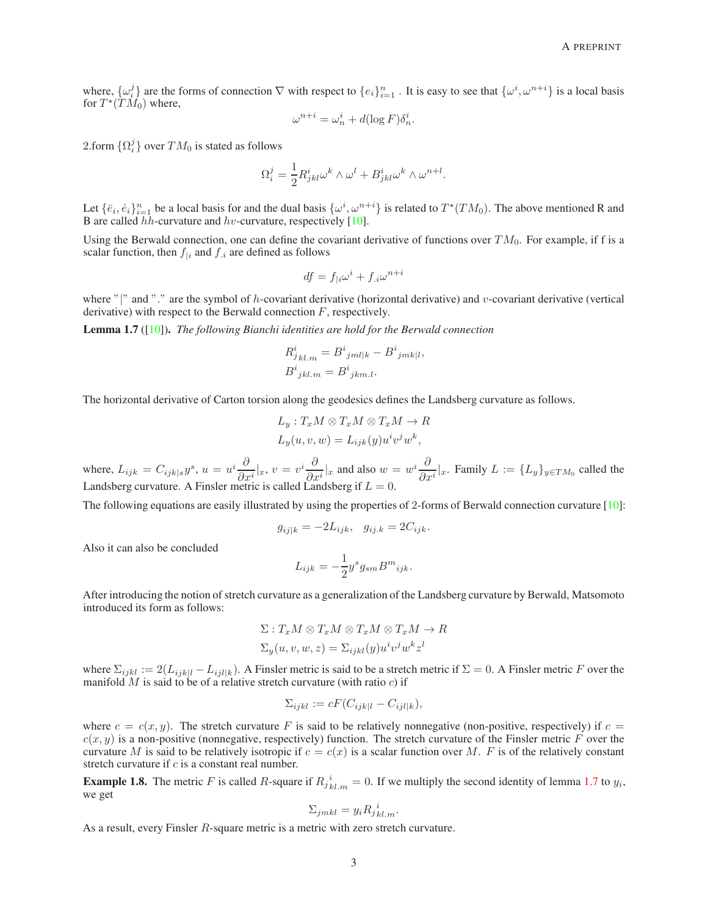where, $\{\omega_i^j\}$ are the forms of connection $\nabla$ with respect to $\{e_i\}_{i=1}^n$ . It is easy to see that $\{\omega^i, \omega^{n+i}\}$ is a local basis for $T^\star(TM_0)$ where,

$$\omega^{n+i} = \omega_n^i + d(\log F)\delta_n^i.$$

2.form $\{\Omega_i^j\}$ over $TM_0$ is stated as follows

$$\Omega_i^j = \frac{1}{2} R^i_{jkl}\omega^k \wedge \omega^l + B^i_{jkl}\omega^k \wedge \omega^{n+l}.$$

Let $\{\bar{e}_i, \dot{e}_i\}_{i=1}^n$ be a local basis for and the dual basis $\{\omega^i, \omega^{n+i}\}$ is related to $T^\star(TM_0)$. The above mentioned R and B are called $hh$-curvature and $hv$-curvature, respectively [10].

Using the Berwald connection, one can define the covariant derivative of functions over $TM_0$. For example, if f is a scalar function, then $f_{|i}$ and $f_{.i}$ are defined as follows

$$df = f_{|i}\omega^i + f_{.i}\omega^{n+i}$$

where "|" and "." are the symbol of $h$-covariant derivative (horizontal derivative) and $v$-covariant derivative (vertical derivative) with respect to the Berwald connection $F$, respectively.

**Lemma 1.7** ([10])**.** *The following Bianchi identities are hold for the Berwald connection*

$$R^i_{jkl.m} = B^i{}_{jml|k} - B^i{}_{jmk|l},$$
$$B^i{}_{jkl.m} = B^i{}_{jkm.l}.$$

The horizontal derivative of Carton torsion along the geodesics defines the Landsberg curvature as follows.

$$L_y : T_xM \otimes T_xM \otimes T_xM \to R$$
$$L_y(u, v, w) = L_{ijk}(y)u^i v^j w^k,$$

where, $L_{ijk} = C_{ijk|s}y^s$, $u = u^i \frac{\partial}{\partial x^i}|_x$, $v = v^i \frac{\partial}{\partial x^i}|_x$ and also $w = w^i \frac{\partial}{\partial x^i}|_x$. Family $L := \{L_y\}_{y \in TM_0}$ called the Landsberg curvature. A Finsler metric is called Landsberg if $L = 0$.

The following equations are easily illustrated by using the properties of 2-forms of Berwald connection curvature [10]:

$$g_{ij|k} = -2L_{ijk}, \quad g_{ij.k} = 2C_{ijk}.$$

Also it can also be concluded

$$L_{ijk} = -\frac{1}{2} y^s g_{sm} B^m{}_{ijk}.$$

After introducing the notion of stretch curvature as a generalization of the Landsberg curvature by Berwald, Matsomoto introduced its form as follows:

$$\Sigma : T_xM \otimes T_xM \otimes T_xM \otimes T_xM \to R$$
$$\Sigma_y(u, v, w, z) = \Sigma_{ijkl}(y)u^i v^j w^k z^l$$

where $\Sigma_{ijkl} := 2(L_{ijk|l} - L_{ijl|k})$. A Finsler metric is said to be a stretch metric if $\Sigma = 0$. A Finsler metric $F$ over the manifold $M$ is said to be of a relative stretch curvature (with ratio $c$) if

$$\Sigma_{ijkl} := cF(C_{ijk|l} - C_{ijl|k}),$$

where $c = c(x, y)$. The stretch curvature $F$ is said to be relatively nonnegative (non-positive, respectively) if $c = c(x, y)$ is a non-positive (nonnegative, respectively) function. The stretch curvature of the Finsler metric $F$ over the curvature $M$ is said to be relatively isotropic if $c = c(x)$ is a scalar function over $M$. $F$ is of the relatively constant stretch curvature if $c$ is a constant real number.

**Example 1.8.** The metric $F$ is called $R$-square if $R_{j\,kl.m}^{\,i} = 0$. If we multiply the second identity of lemma 1.7 to $y_i$, we get

$$\Sigma_{jmkl} = y_i R_{j\,kl.m}^{\,i}.$$

As a result, every Finsler $R$-square metric is a metric with zero stretch curvature.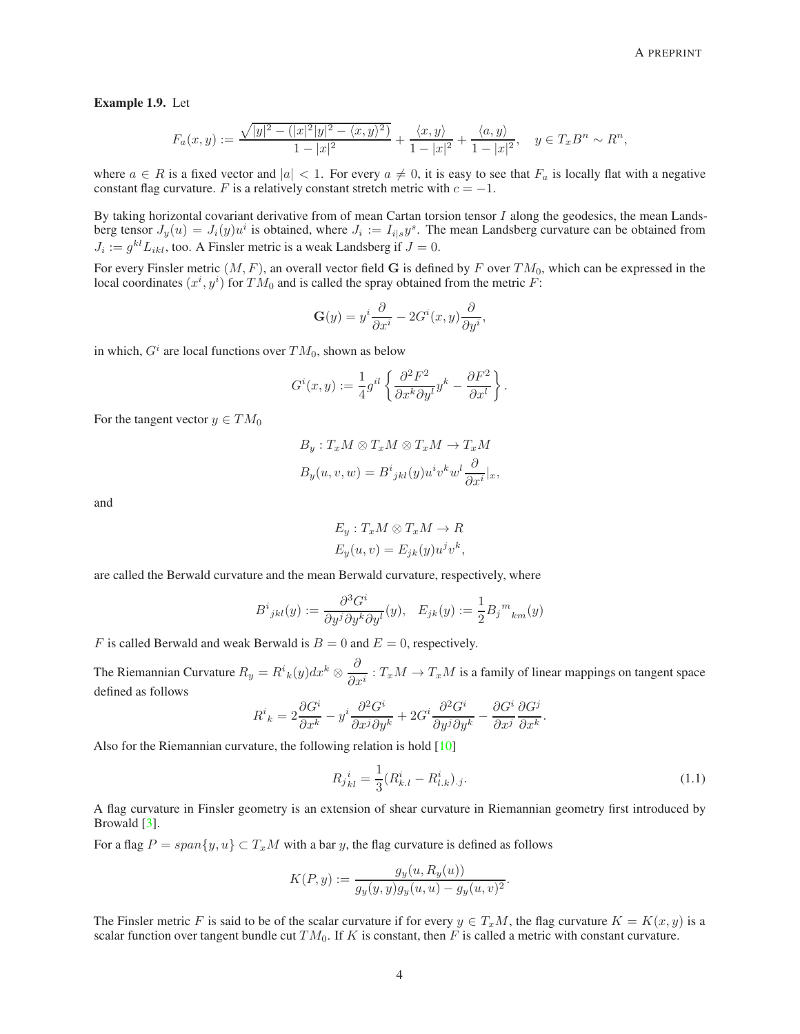**Example 1.9.** Let

$$F_a(x,y) := \frac{\sqrt{|y|^2 - (|x|^2|y|^2 - \langle x,y\rangle^2)}}{1-|x|^2} + \frac{\langle x,y\rangle}{1-|x|^2} + \frac{\langle a,y\rangle}{1-|x|^2}, \quad y \in T_xB^n \sim R^n,$$

where $a \in R$ is a fixed vector and $|a| < 1$. For every $a \neq 0$, it is easy to see that $F_a$ is locally flat with a negative constant flag curvature. $F$ is a relatively constant stretch metric with $c = -1$.

By taking horizontal covariant derivative from of mean Cartan torsion tensor $I$ along the geodesics, the mean Landsberg tensor $J_y(u) = J_i(y)u^i$ is obtained, where $J_i := I_{i|s}y^s$. The mean Landsberg curvature can be obtained from $J_i := g^{kl}L_{ikl}$, too. A Finsler metric is a weak Landsberg if $J = 0$.

For every Finsler metric $(M, F)$, an overall vector field $\mathbf{G}$ is defined by $F$ over $TM_0$, which can be expressed in the local coordinates $(x^i, y^i)$ for $TM_0$ and is called the spray obtained from the metric $F$:

$$\mathbf{G}(y) = y^i \frac{\partial}{\partial x^i} - 2G^i(x,y)\frac{\partial}{\partial y^i},$$

in which, $G^i$ are local functions over $TM_0$, shown as below

$$G^i(x,y) := \frac{1}{4}g^{il}\left\{\frac{\partial^2 F^2}{\partial x^k \partial y^l}y^k - \frac{\partial F^2}{\partial x^l}\right\}.$$

For the tangent vector $y \in TM_0$

$$B_y : T_xM \otimes T_xM \otimes T_xM \to T_xM$$
$$B_y(u,v,w) = B^i{}_{jkl}(y)u^iv^kw^l\frac{\partial}{\partial x^i}|_x,$$

and

$$E_y : T_xM \otimes T_xM \to R$$
$$E_y(u,v) = E_{jk}(y)u^jv^k,$$

are called the Berwald curvature and the mean Berwald curvature, respectively, where

$$B^i{}_{jkl}(y) := \frac{\partial^3 G^i}{\partial y^j \partial y^k \partial y^l}(y), \quad E_{jk}(y) := \frac{1}{2}B_j{}^m{}_{km}(y)$$

$F$ is called Berwald and weak Berwald is $B = 0$ and $E = 0$, respectively.

The Riemannian Curvature $R_y = R^i{}_k(y)dx^k \otimes \dfrac{\partial}{\partial x^i} : T_xM \to T_xM$ is a family of linear mappings on tangent space defined as follows

$$R^i{}_k = 2\frac{\partial G^i}{\partial x^k} - y^i\frac{\partial^2 G^i}{\partial x^j \partial y^k} + 2G^i\frac{\partial^2 G^i}{\partial y^j \partial y^k} - \frac{\partial G^i}{\partial x^j}\frac{\partial G^j}{\partial x^k}.$$

Also for the Riemannian curvature, the following relation is hold [10]

$$R_{j\,kl}^{\ i} = \frac{1}{3}(R^i_{k.l} - R^i_{l.k})_{.j}. \tag{1.1}$$

A flag curvature in Finsler geometry is an extension of shear curvature in Riemannian geometry first introduced by Browald [3].

For a flag $P = span\{y, u\} \subset T_xM$ with a bar $y$, the flag curvature is defined as follows

$$K(P,y) := \frac{g_y(u, R_y(u))}{g_y(y,y)g_y(u,u) - g_y(u,v)^2}.$$

The Finsler metric $F$ is said to be of the scalar curvature if for every $y \in T_xM$, the flag curvature $K = K(x, y)$ is a scalar function over tangent bundle cut $TM_0$. If $K$ is constant, then $F$ is called a metric with constant curvature.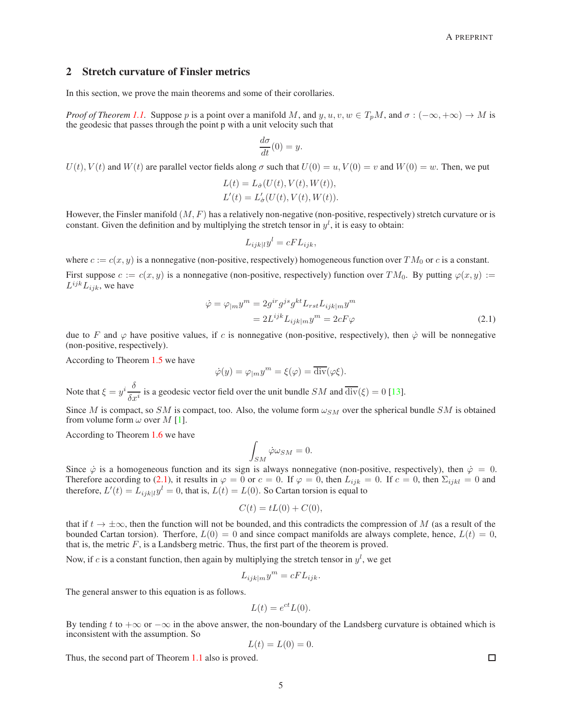## 2 Stretch curvature of Finsler metrics

In this section, we prove the main theorems and some of their corollaries.

*Proof of Theorem 1.1.* Suppose $p$ is a point over a manifold $M$, and $y, u, v, w \in T_pM$, and $\sigma : (-\infty, +\infty) \to M$ is the geodesic that passes through the point p with a unit velocity such that

$$\frac{d\sigma}{dt}(0) = y.$$

$U(t), V(t)$ and $W(t)$ are parallel vector fields along $\sigma$ such that $U(0) = u, V(0) = v$ and $W(0) = w$. Then, we put

$$L(t) = L_{\dot\sigma}(U(t), V(t), W(t)),$$
$$L'(t) = L'_{\dot\sigma}(U(t), V(t), W(t)).$$

However, the Finsler manifold $(M, F)$ has a relatively non-negative (non-positive, respectively) stretch curvature or is constant. Given the definition and by multiplying the stretch tensor in $y^l$, it is easy to obtain:

$$L_{ijk|l}y^l = cFL_{ijk},$$

where $c := c(x, y)$ is a nonnegative (non-positive, respectively) homogeneous function over $TM_0$ or $c$ is a constant.

First suppose $c := c(x, y)$ is a nonnegative (non-positive, respectively) function over $TM_0$. By putting $\varphi(x, y) := L^{ijk}L_{ijk}$, we have

$$\begin{aligned}\dot\varphi = \varphi_{|m}y^m &= 2g^{ir}g^{js}g^{kt}L_{rst}L_{ijk|m}y^m \\ &= 2L^{ijk}L_{ijk|m}y^m = 2cF\varphi \end{aligned}\tag{2.1}$$

due to $F$ and $\varphi$ have positive values, if $c$ is nonnegative (non-positive, respectively), then $\dot\varphi$ will be nonnegative (non-positive, respectively).

According to Theorem 1.5 we have

$$\dot\varphi(y) = \varphi_{|m}y^m = \xi(\varphi) = \overline{\mathrm{div}}(\varphi\xi).$$

Note that $\xi = y^i \dfrac{\delta}{\delta x^i}$ is a geodesic vector field over the unit bundle $SM$ and $\overline{\mathrm{div}}(\xi) = 0$ [13].

Since $M$ is compact, so $SM$ is compact, too. Also, the volume form $\omega_{SM}$ over the spherical bundle $SM$ is obtained from volume form $\omega$ over $M$ [1].

According to Theorem 1.6 we have

$$\int_{SM} \dot\varphi\omega_{SM} = 0.$$

Since $\dot\varphi$ is a homogeneous function and its sign is always nonnegative (non-positive, respectively), then $\dot\varphi = 0$. Therefore according to (2.1), it results in $\varphi = 0$ or $c = 0$. If $\varphi = 0$, then $L_{ijk} = 0$. If $c = 0$, then $\Sigma_{ijkl} = 0$ and therefore, $L'(t) = L_{ijk|l}y^l = 0$, that is, $L(t) = L(0)$. So Cartan torsion is equal to

$$C(t) = tL(0) + C(0),$$

that if $t \to \pm\infty$, then the function will not be bounded, and this contradicts the compression of $M$ (as a result of the bounded Cartan torsion). Therfore, $L(0) = 0$ and since compact manifolds are always complete, hence, $L(t) = 0$, that is, the metric $F$, is a Landsberg metric. Thus, the first part of the theorem is proved.

Now, if $c$ is a constant function, then again by multiplying the stretch tensor in $y^l$, we get

$$L_{ijk|m}y^m = cFL_{ijk}.$$

The general answer to this equation is as follows.

$$L(t) = e^{ct}L(0).$$

By tending $t$ to $+\infty$ or $-\infty$ in the above answer, the non-boundary of the Landsberg curvature is obtained which is inconsistent with the assumption. So

$$L(t) = L(0) = 0.$$

Thus, the second part of Theorem 1.1 also is proved. □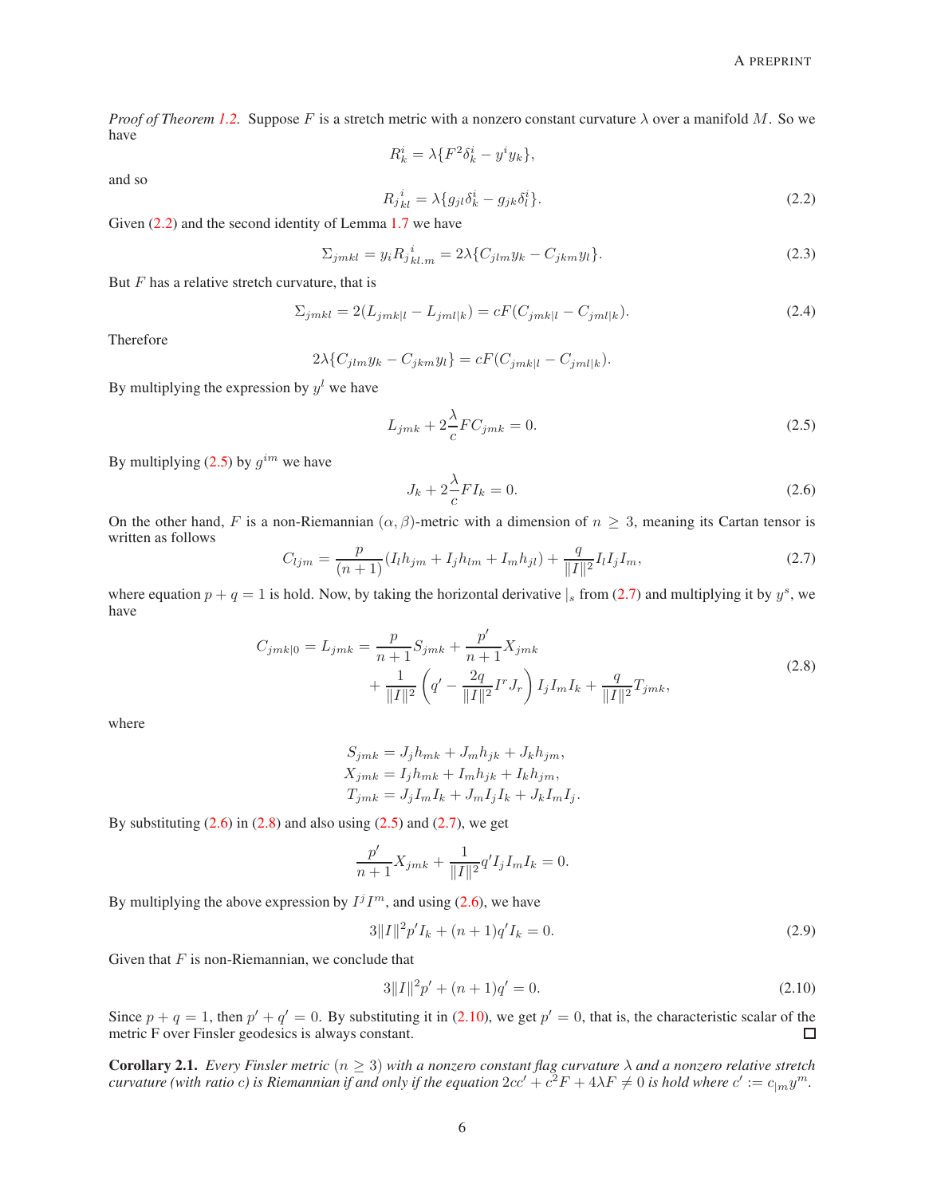*Proof of Theorem 1.2.* Suppose $F$ is a stretch metric with a nonzero constant curvature $\lambda$ over a manifold $M$. So we have

$$R^i_k = \lambda\{F^2\delta^i_k - y^i y_k\},$$

and so

$$R_j{}^i{}_{kl} = \lambda\{g_{jl}\delta^i_k - g_{jk}\delta^i_l\}. \tag{2.2}$$

Given (2.2) and the second identity of Lemma 1.7 we have

$$\Sigma_{jmkl} = y_i R_j{}^i{}_{kl.m} = 2\lambda\{C_{jlm}y_k - C_{jkm}y_l\}. \tag{2.3}$$

But $F$ has a relative stretch curvature, that is

$$\Sigma_{jmkl} = 2(L_{jmk|l} - L_{jml|k}) = cF(C_{jmk|l} - C_{jml|k}). \tag{2.4}$$

Therefore

$$2\lambda\{C_{jlm}y_k - C_{jkm}y_l\} = cF(C_{jmk|l} - C_{jml|k}).$$

By multiplying the expression by $y^l$ we have

$$L_{jmk} + 2\frac{\lambda}{c}FC_{jmk} = 0. \tag{2.5}$$

By multiplying (2.5) by $g^{im}$ we have

$$J_k + 2\frac{\lambda}{c}FI_k = 0. \tag{2.6}$$

On the other hand, $F$ is a non-Riemannian $(\alpha,\beta)$-metric with a dimension of $n \geq 3$, meaning its Cartan tensor is written as follows

$$C_{ljm} = \frac{p}{(n+1)}(I_l h_{jm} + I_j h_{lm} + I_m h_{jl}) + \frac{q}{\|I\|^2}I_l I_j I_m, \tag{2.7}$$

where equation $p+q=1$ is hold. Now, by taking the horizontal derivative $|_s$ from (2.7) and multiplying it by $y^s$, we have

$$\begin{aligned} C_{jmk|0} = L_{jmk} = &\frac{p}{n+1}S_{jmk} + \frac{p'}{n+1}X_{jmk} \\ &+ \frac{1}{\|I\|^2}\left(q' - \frac{2q}{\|I\|^2}I^r J_r\right)I_j I_m I_k + \frac{q}{\|I\|^2}T_{jmk}, \end{aligned} \tag{2.8}$$

where

$$\begin{aligned} S_{jmk} &= J_j h_{mk} + J_m h_{jk} + J_k h_{jm}, \\ X_{jmk} &= I_j h_{mk} + I_m h_{jk} + I_k h_{jm}, \\ T_{jmk} &= J_j I_m I_k + J_m I_j I_k + J_k I_m I_j. \end{aligned}$$

By substituting (2.6) in (2.8) and also using (2.5) and (2.7), we get

$$\frac{p'}{n+1}X_{jmk} + \frac{1}{\|I\|^2}q' I_j I_m I_k = 0.$$

By multiplying the above expression by $I^j I^m$, and using (2.6), we have

$$3\|I\|^2 p' I_k + (n+1)q' I_k = 0. \tag{2.9}$$

Given that $F$ is non-Riemannian, we conclude that

$$3\|I\|^2 p' + (n+1)q' = 0. \tag{2.10}$$

Since $p+q=1$, then $p'+q'=0$. By substituting it in (2.10), we get $p'=0$, that is, the characteristic scalar of the metric F over Finsler geodesics is always constant. $\square$

**Corollary 2.1.** *Every Finsler metric $(n \geq 3)$ with a nonzero constant flag curvature $\lambda$ and a nonzero relative stretch curvature (with ratio $c$) is Riemannian if and only if the equation $2cc' + c^2F + 4\lambda F \neq 0$ is hold where $c' := c_{|m}y^m$.*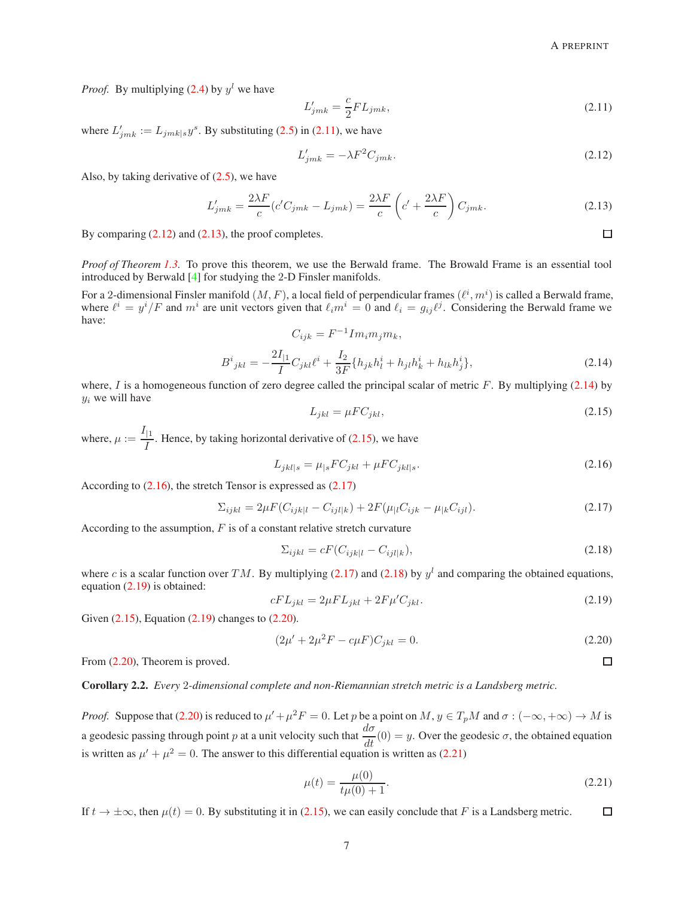*Proof.* By multiplying (2.4) by $y^l$ we have

$$L'_{jmk} = \frac{c}{2} F L_{jmk}, \tag{2.11}$$

where $L'_{jmk} := L_{jmk|s} y^s$. By substituting (2.5) in (2.11), we have

$$L'_{jmk} = -\lambda F^2 C_{jmk}. \tag{2.12}$$

Also, by taking derivative of (2.5), we have

$$L'_{jmk} = \frac{2\lambda F}{c}(c' C_{jmk} - L_{jmk}) = \frac{2\lambda F}{c}\left(c' + \frac{2\lambda F}{c}\right) C_{jmk}. \tag{2.13}$$

By comparing (2.12) and (2.13), the proof completes. □

*Proof of Theorem 1.3.* To prove this theorem, we use the Berwald frame. The Browald Frame is an essential tool introduced by Berwald [4] for studying the 2-D Finsler manifolds.

For a 2-dimensional Finsler manifold $(M, F)$, a local field of perpendicular frames $(\ell^i, m^i)$ is called a Berwald frame, where $\ell^i = y^i/F$ and $m^i$ are unit vectors given that $\ell_i m^i = 0$ and $\ell_i = g_{ij}\ell^j$. Considering the Berwald frame we have:

$$C_{ijk} = F^{-1} I m_i m_j m_k,$$

$$B^i{}_{jkl} = -\frac{2I_{|1}}{I} C_{jkl}\ell^i + \frac{I_2}{3F}\{h_{jk}h^i_l + h_{jl}h^i_k + h_{lk}h^i_j\}, \tag{2.14}$$

where, $I$ is a homogeneous function of zero degree called the principal scalar of metric $F$. By multiplying (2.14) by $y_i$ we will have

$$L_{jkl} = \mu F C_{jkl}, \tag{2.15}$$

where, $\mu := \dfrac{I_{|1}}{I}$. Hence, by taking horizontal derivative of (2.15), we have

$$L_{jkl|s} = \mu_{|s} F C_{jkl} + \mu F C_{jkl|s}. \tag{2.16}$$

According to (2.16), the stretch Tensor is expressed as (2.17)

$$\Sigma_{ijkl} = 2\mu F(C_{ijk|l} - C_{ijl|k}) + 2F(\mu_{|l} C_{ijk} - \mu_{|k} C_{ijl}). \tag{2.17}$$

According to the assumption, $F$ is of a constant relative stretch curvature

$$\Sigma_{ijkl} = cF(C_{ijk|l} - C_{ijl|k}), \tag{2.18}$$

where $c$ is a scalar function over $TM$. By multiplying (2.17) and (2.18) by $y^l$ and comparing the obtained equations, equation (2.19) is obtained:

$$cF L_{jkl} = 2\mu F L_{jkl} + 2F\mu' C_{jkl}. \tag{2.19}$$

Given (2.15), Equation (2.19) changes to (2.20).

$$(2\mu' + 2\mu^2 F - c\mu F) C_{jkl} = 0. \tag{2.20}$$

From (2.20), Theorem is proved. □

**Corollary 2.2.** *Every 2-dimensional complete and non-Riemannian stretch metric is a Landsberg metric.*

*Proof.* Suppose that (2.20) is reduced to $\mu' + \mu^2 F = 0$. Let $p$ be a point on $M$, $y \in T_pM$ and $\sigma : (-\infty, +\infty) \to M$ is a geodesic passing through point $p$ at a unit velocity such that $\dfrac{d\sigma}{dt}(0) = y$. Over the geodesic $\sigma$, the obtained equation is written as $\mu' + \mu^2 = 0$. The answer to this differential equation is written as (2.21)

$$\mu(t) = \frac{\mu(0)}{t\mu(0) + 1}. \tag{2.21}$$

If $t \to \pm\infty$, then $\mu(t) = 0$. By substituting it in (2.15), we can easily conclude that $F$ is a Landsberg metric. □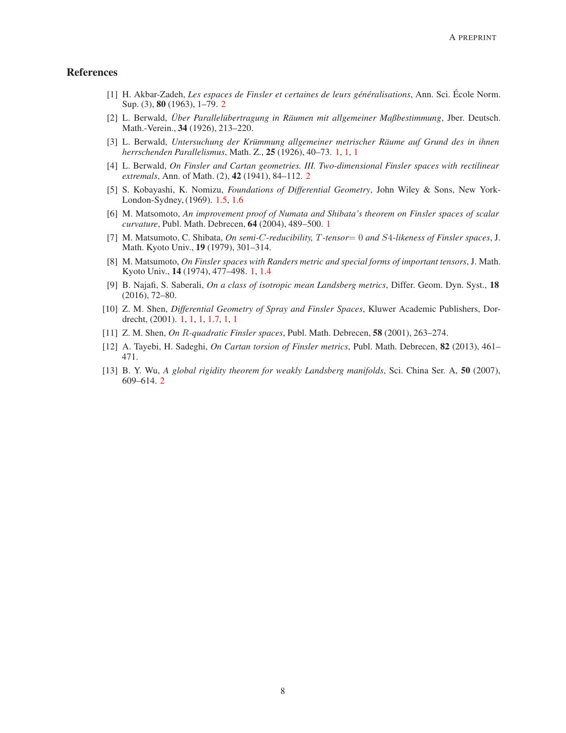# References

[1] H. Akbar-Zadeh, *Les espaces de Finsler et certaines de leurs généralisations*, Ann. Sci. École Norm. Sup. (3), **80** (1963), 1–79. 2

[2] L. Berwald, *Über Parallelübertragung in Räumen mit allgemeiner Maßbestimmung*, Jber. Deutsch. Math.-Verein., **34** (1926), 213–220.

[3] L. Berwald, *Untersuchung der Krümmung allgemeiner metrischer Räume auf Grund des in ihnen herrschenden Parallelismus*, Math. Z., **25** (1926), 40–73. 1, 1, 1

[4] L. Berwald, *On Finsler and Cartan geometries. III. Two-dimensional Finsler spaces with rectilinear extremals*, Ann. of Math. (2), **42** (1941), 84–112. 2

[5] S. Kobayashi, K. Nomizu, *Foundations of Differential Geometry*, John Wiley & Sons, New York-London-Sydney, (1969). 1.5, 1.6

[6] M. Matsomoto, *An improvement proof of Numata and Shibata's theorem on Finsler spaces of scalar curvature*, Publ. Math. Debrecen, **64** (2004), 489–500. 1

[7] M. Matsumoto, C. Shibata, *On semi-$C$-reducibility, $T$-tensor$=0$ and $S4$-likeness of Finsler spaces*, J. Math. Kyoto Univ., **19** (1979), 301–314.

[8] M. Matsumoto, *On Finsler spaces with Randers metric and special forms of important tensors*, J. Math. Kyoto Univ., **14** (1974), 477–498. 1, 1.4

[9] B. Najafi, S. Saberali, *On a class of isotropic mean Landsberg metrics*, Differ. Geom. Dyn. Syst., **18** (2016), 72–80.

[10] Z. M. Shen, *Differential Geometry of Spray and Finsler Spaces*, Kluwer Academic Publishers, Dordrecht, (2001). 1, 1, 1, 1.7, 1, 1

[11] Z. M. Shen, *On $R$-quadratic Finsler spaces*, Publ. Math. Debrecen, **58** (2001), 263–274.

[12] A. Tayebi, H. Sadeghi, *On Cartan torsion of Finsler metrics*, Publ. Math. Debrecen, **82** (2013), 461–471.

[13] B. Y. Wu, *A global rigidity theorem for weakly Landsberg manifolds*, Sci. China Ser. A, **50** (2007), 609–614. 2